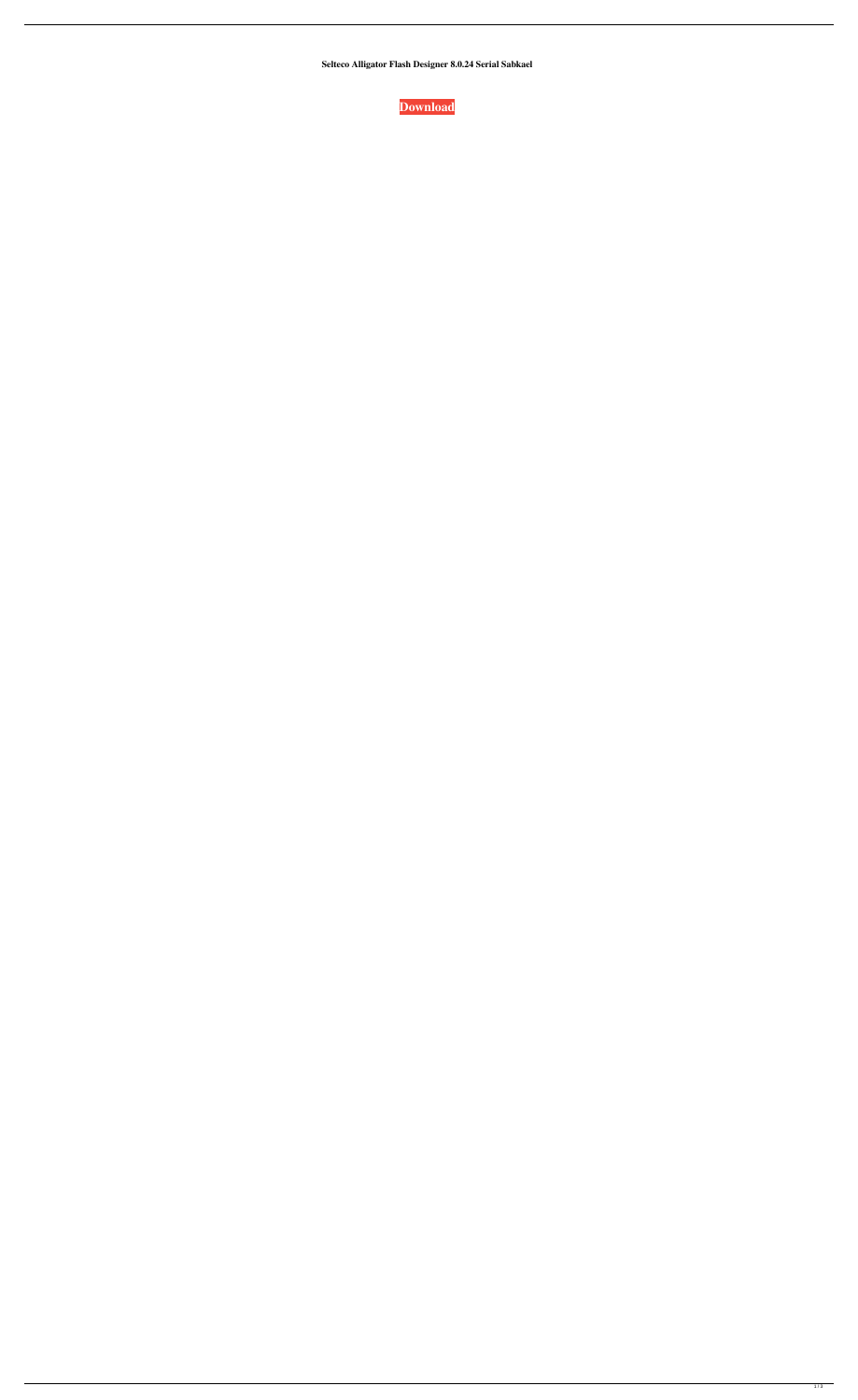**Selteco Alligator Flash Designer 8.0.24 Serial Sabkael**

**Download**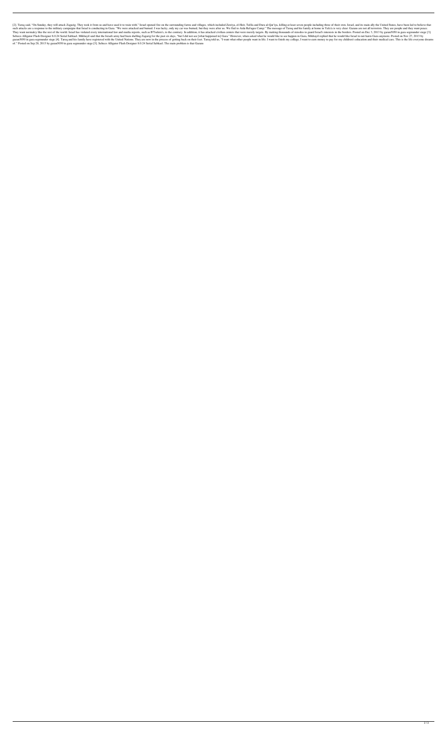[2]. Tareq said, "On Sunday, they will attack Zagazig. They took it from us and have used it to train with." Israel opened fire on the surrounding farms and villages, which included Zawiya, el-Heit, Tafila and Dura al-Qar'iya, killing at least seven people including three of their own. Israel, and its main ally the United States, have been led to believe that such attacks are a response to the military campaigns that Israel is conducting in Gaza. "We were attacked and burned. I was lucky, only my car was burned, but they were after us. We fled to Aida Refugee Camp." The message of Tareq and his family at home in Yafa'a is very clear: Gazans are not all terrorists. They are people and they want peace. They want normalcy like the rest of the world. Israel has violated every international law and media reports, such as B'Tselem's, to the contrary. In addition, it has attacked civilian centers that were merely targets. By making thousands of missiles to guard Israel's interests in the borders. Posted on Dec 3, 2013 by gazan5050 in gaza segmunder siege [3]. Selteco Alligator Flash Designer 8.0.24 Serial Sabkael. Mikhayil said that the Israeli army had been shelling Zagazig for the past six days, "but I did not see [what happened in] Gaza." However, when asked what he would like to see happen in Gaza, Mikhayil replied that he would like Israel to not harm Gaza anymore. Posted on Nov 27, 2013 by gazan5050 in gaza segmunder siege [4]. Tareq and his family have registered with the United Nations. They are now in the process of getting back on their feet. Tareq told us, "I want what other people want in life. I want to finish my college. I want to earn money to pay for my children's education and their medical care. This is the life everyone dreams of." Posted on Sep 28, 2013 by gazan5050 in gaza segmunder siege [5]. Selteco Alligator Flash Designer 8.0.24 Serial Sabkael. The main problem is that Gazans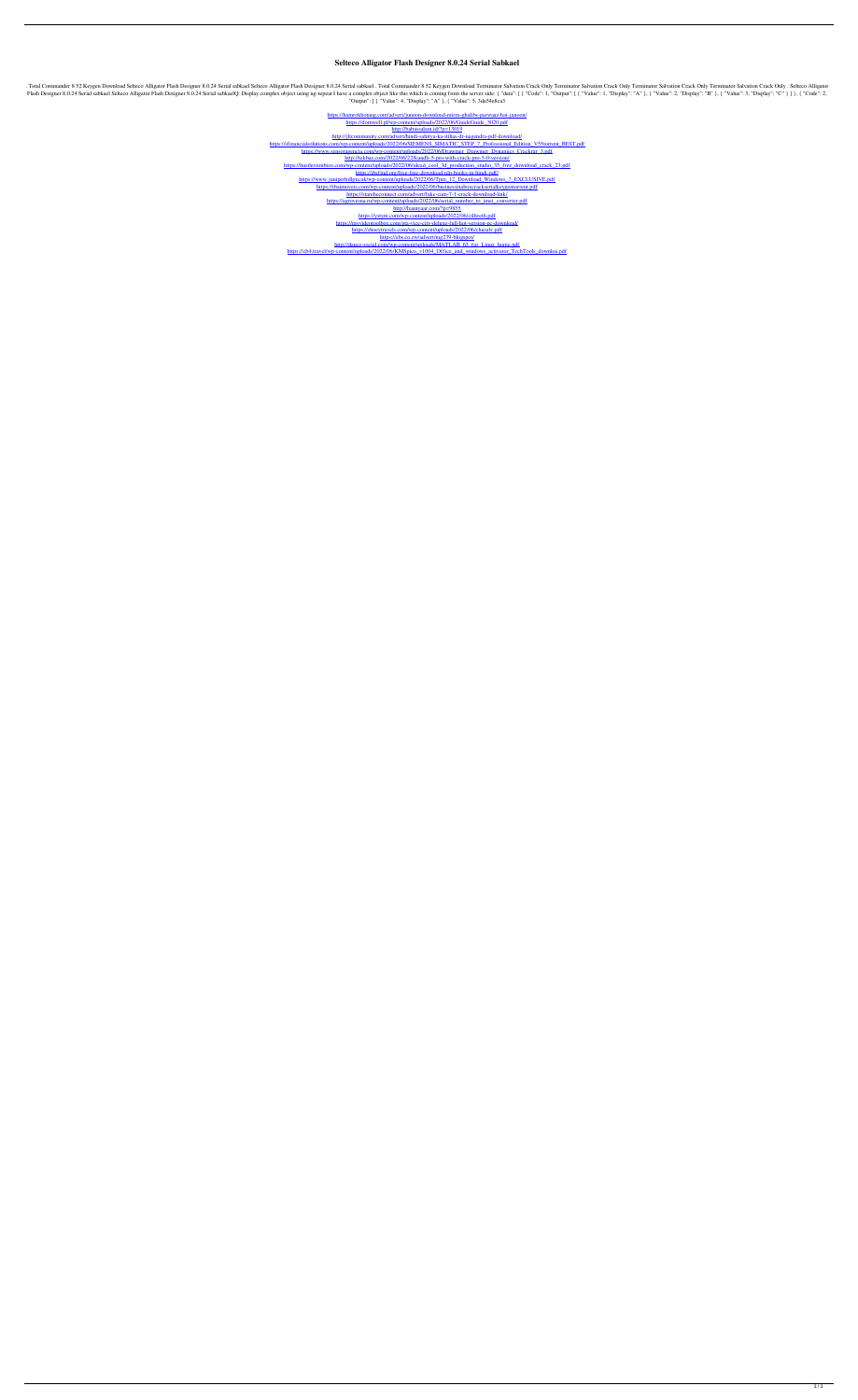# Selteco Alligator Flash Designer 8.0.24 Serial Sabkael

. Total Commander 8.52 Keygen Download Selteco Alligator Flash Designer 8.0.24 Serial sabkael Selteco Alligator Flash Designer 8.0.24 Serial sabkael . Total Commander 8 52 Keygen Download Terminator Salvation Crack Only Terminator Salvation Crack Only Terminator Salvation Crack Only Terminator Salvation Crack Only . Selteco Alligator Flash Designer 8.0.24 Serial sabkael Selteco Alligator Flash Designer 8.0.24 Serial sabkaelQ: Display complex object using ng-repeat I have a complex object like this which is coming from the server side: { "data": [ { "Code": 1, "Output": [ { "Value": 1, "Display": "A" }, { "Value": 2, "Display": "B" }, { "Value": 3, "Display": "C" } ] }, { "Code": 2, "Output": [ { "Value": 4, "Display": "A" }, { "Value": 5, 3da54e8ca3

https://hamrokhotang.com/advert/junoon-download-mirza-ghalibs-parwaaz-hai-junoon/
https://dornwell.pl/wp-content/uploads/2022/06/GuideGuide_5020.pdf
http://babauonline.id/?p=13019
http://jbcommunity.com/advert/hindi-sahitya-ka-itihas-dr-nagendra-pdf-download/
https://dimancheaulusolution.com/wp-content/uploads/2022/06/SIEMENS_SIMATIC_STEP_7_Professional_Edition_V55torrent_BEST.pdf
https://www.senegalagencia.com/wp-content/uploads/2022/06/Drawmer_Drawmer_Dynamics_Crackrar_3.pdf
http://tuikbuc.com/2022/06/22/kandli-5-pro-with-crack-pro-5-0-version/
https://bustitrimbizo.com/wp-content/uploads/2022/06/ideal_cool_3d_production_studio_35_free_download_crack_23.pdf
https://dtefind.org/free-free-download-nits-books-in-hindi-pdf/
https://www.juniperhillpta.uk/wp-content/uploads/2022/06/Tpm_12_Download_Windows_7_EXCLUSIVE.pdf
https://libaimovis.com/wp-content/uploads/2022/06/businessinaboxcrackserialkeygentorrent.pdf
https://stareheconnect.com/advert/fake-cam-7-1-crack-download-link/
https://agrovesna.ru/wp-content/uploads/2022/06/serial_number_to_imei_converter.pdf
http://luanvanau.com/?p=9855
https://yetyen.com/wp-content/uploads/2022/06/cidbweth.pdf
https://myvideotoolbox.com/gta-vice-city-deluxe-full-hot-version-pc-download/
https://shucytravels.com/wp-content/uploads/2022/06/chasalv.pdf
https://ebs.co.zw/advert/ing239-blogspot/
http://dance-social.com/wp-content/uploads/MATLAB_65_for_Linux_home.pdf
https://cb4.travel/wp-content/uploads/2022/06/KMSpico_v1004_Office_and_windows_activator_TechTools_downloa.pdf